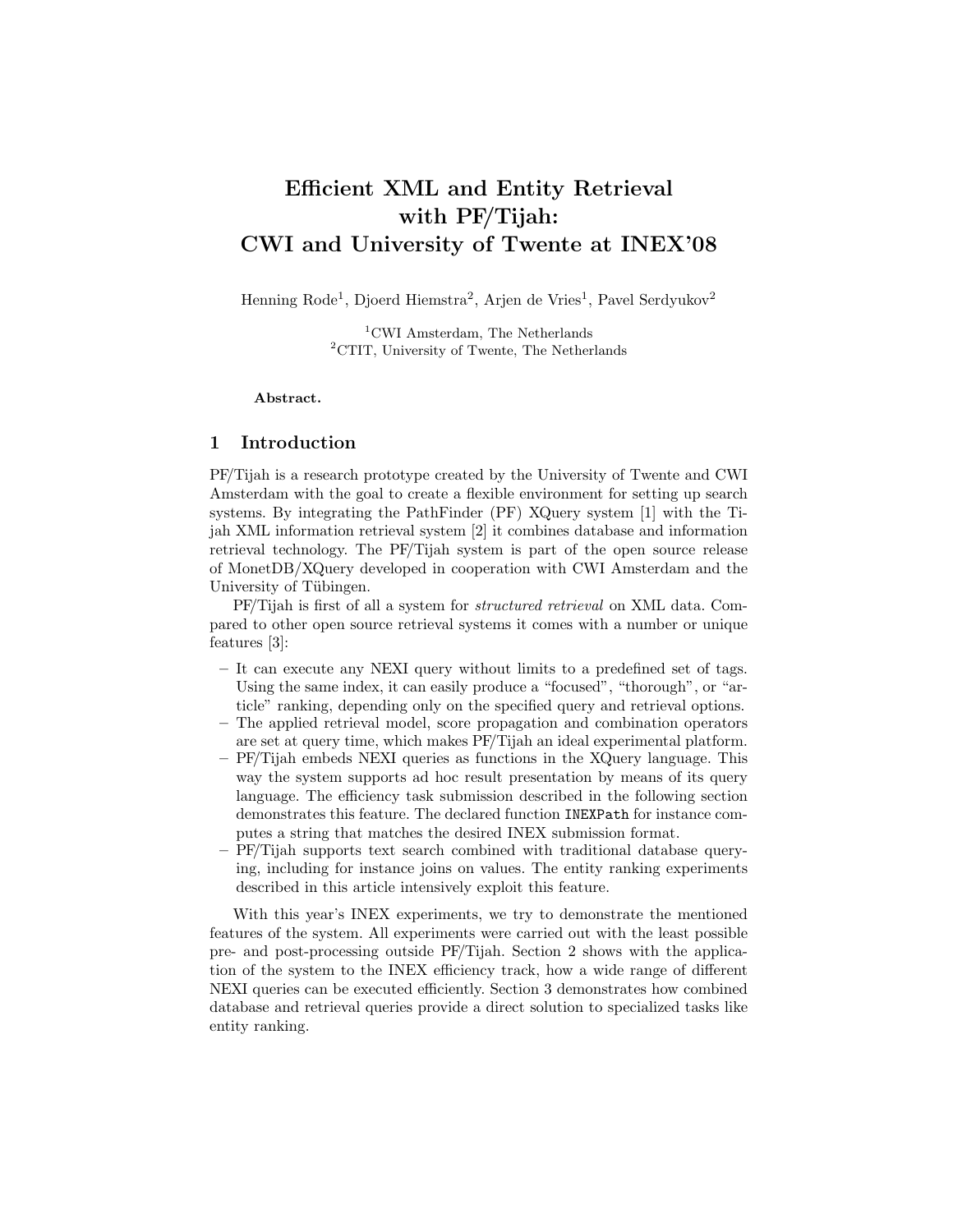# Efficient XML and Entity Retrieval with PF/Tijah: CWI and University of Twente at INEX'08

Henning Rode[1], Djoerd Hiemstra[2], Arjen de Vries[1], Pavel Serdyukov[2]

[1]CWI Amsterdam, The Netherlands
[2]CTIT, University of Twente, The Netherlands

**Abstract.**

## 1 Introduction

PF/Tijah is a research prototype created by the University of Twente and CWI Amsterdam with the goal to create a flexible environment for setting up search systems. By integrating the PathFinder (PF) XQuery system [1] with the Tijah XML information retrieval system [2] it combines database and information retrieval technology. The PF/Tijah system is part of the open source release of MonetDB/XQuery developed in cooperation with CWI Amsterdam and the University of Tübingen.

PF/Tijah is first of all a system for *structured retrieval* on XML data. Compared to other open source retrieval systems it comes with a number or unique features [3]:

- It can execute any NEXI query without limits to a predefined set of tags. Using the same index, it can easily produce a "focused", "thorough", or "article" ranking, depending only on the specified query and retrieval options.
- The applied retrieval model, score propagation and combination operators are set at query time, which makes PF/Tijah an ideal experimental platform.
- PF/Tijah embeds NEXI queries as functions in the XQuery language. This way the system supports ad hoc result presentation by means of its query language. The efficiency task submission described in the following section demonstrates this feature. The declared function `INEXPath` for instance computes a string that matches the desired INEX submission format.
- PF/Tijah supports text search combined with traditional database querying, including for instance joins on values. The entity ranking experiments described in this article intensively exploit this feature.

With this year's INEX experiments, we try to demonstrate the mentioned features of the system. All experiments were carried out with the least possible pre- and post-processing outside PF/Tijah. Section 2 shows with the application of the system to the INEX efficiency track, how a wide range of different NEXI queries can be executed efficiently. Section 3 demonstrates how combined database and retrieval queries provide a direct solution to specialized tasks like entity ranking.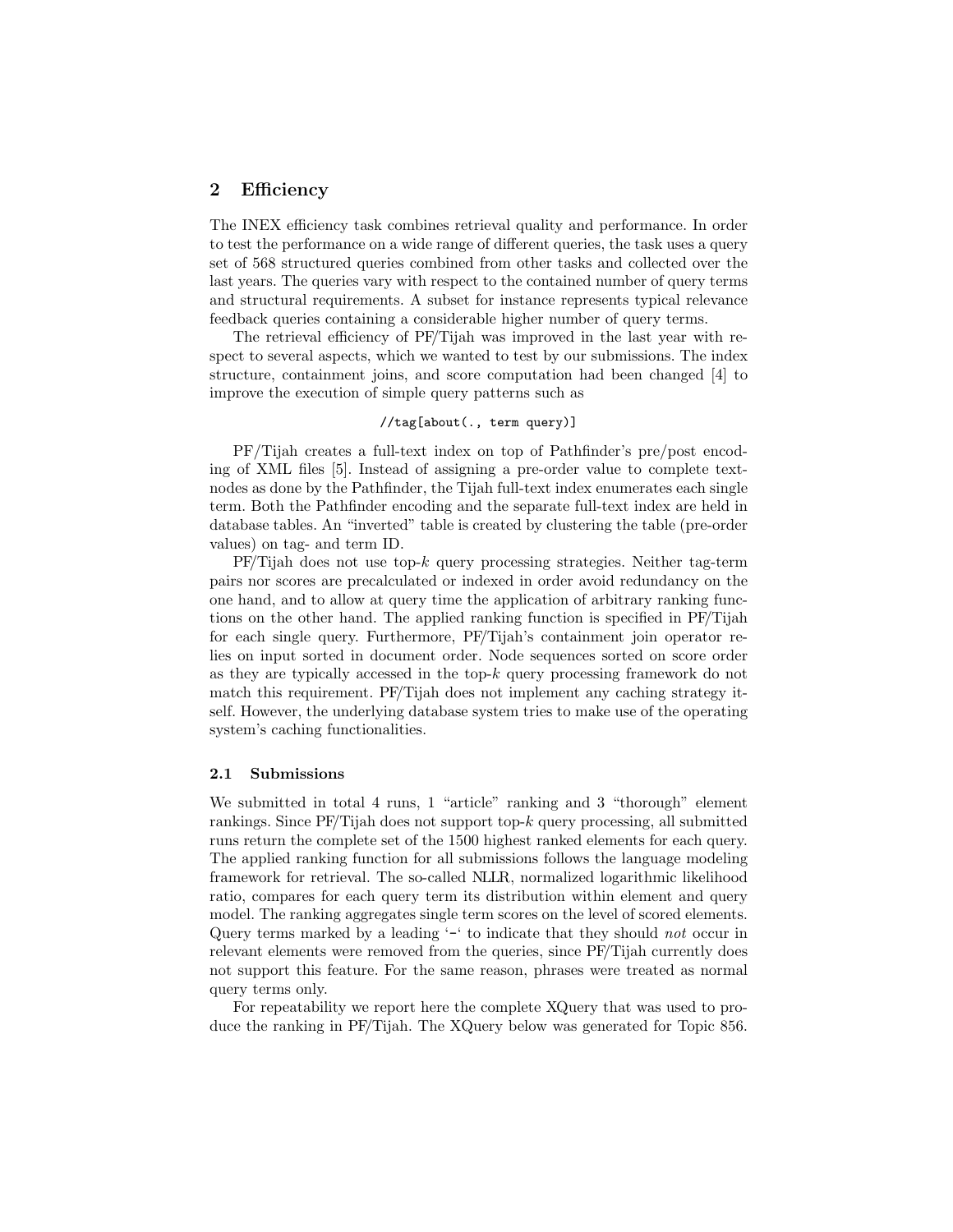## 2 Efficiency

The INEX efficiency task combines retrieval quality and performance. In order to test the performance on a wide range of different queries, the task uses a query set of 568 structured queries combined from other tasks and collected over the last years. The queries vary with respect to the contained number of query terms and structural requirements. A subset for instance represents typical relevance feedback queries containing a considerable higher number of query terms.

The retrieval efficiency of PF/Tijah was improved in the last year with respect to several aspects, which we wanted to test by our submissions. The index structure, containment joins, and score computation had been changed [4] to improve the execution of simple query patterns such as

```
//tag[about(., term query)]
```

PF/Tijah creates a full-text index on top of Pathfinder's pre/post encoding of XML files [5]. Instead of assigning a pre-order value to complete text-nodes as done by the Pathfinder, the Tijah full-text index enumerates each single term. Both the Pathfinder encoding and the separate full-text index are held in database tables. An "inverted" table is created by clustering the table (pre-order values) on tag- and term ID.

PF/Tijah does not use top-$k$ query processing strategies. Neither tag-term pairs nor scores are precalculated or indexed in order avoid redundancy on the one hand, and to allow at query time the application of arbitrary ranking functions on the other hand. The applied ranking function is specified in PF/Tijah for each single query. Furthermore, PF/Tijah's containment join operator relies on input sorted in document order. Node sequences sorted on score order as they are typically accessed in the top-$k$ query processing framework do not match this requirement. PF/Tijah does not implement any caching strategy itself. However, the underlying database system tries to make use of the operating system's caching functionalities.

### 2.1 Submissions

We submitted in total 4 runs, 1 "article" ranking and 3 "thorough" element rankings. Since PF/Tijah does not support top-$k$ query processing, all submitted runs return the complete set of the 1500 highest ranked elements for each query. The applied ranking function for all submissions follows the language modeling framework for retrieval. The so-called NLLR, normalized logarithmic likelihood ratio, compares for each query term its distribution within element and query model. The ranking aggregates single term scores on the level of scored elements. Query terms marked by a leading '-' to indicate that they should *not* occur in relevant elements were removed from the queries, since PF/Tijah currently does not support this feature. For the same reason, phrases were treated as normal query terms only.

For repeatability we report here the complete XQuery that was used to produce the ranking in PF/Tijah. The XQuery below was generated for Topic 856.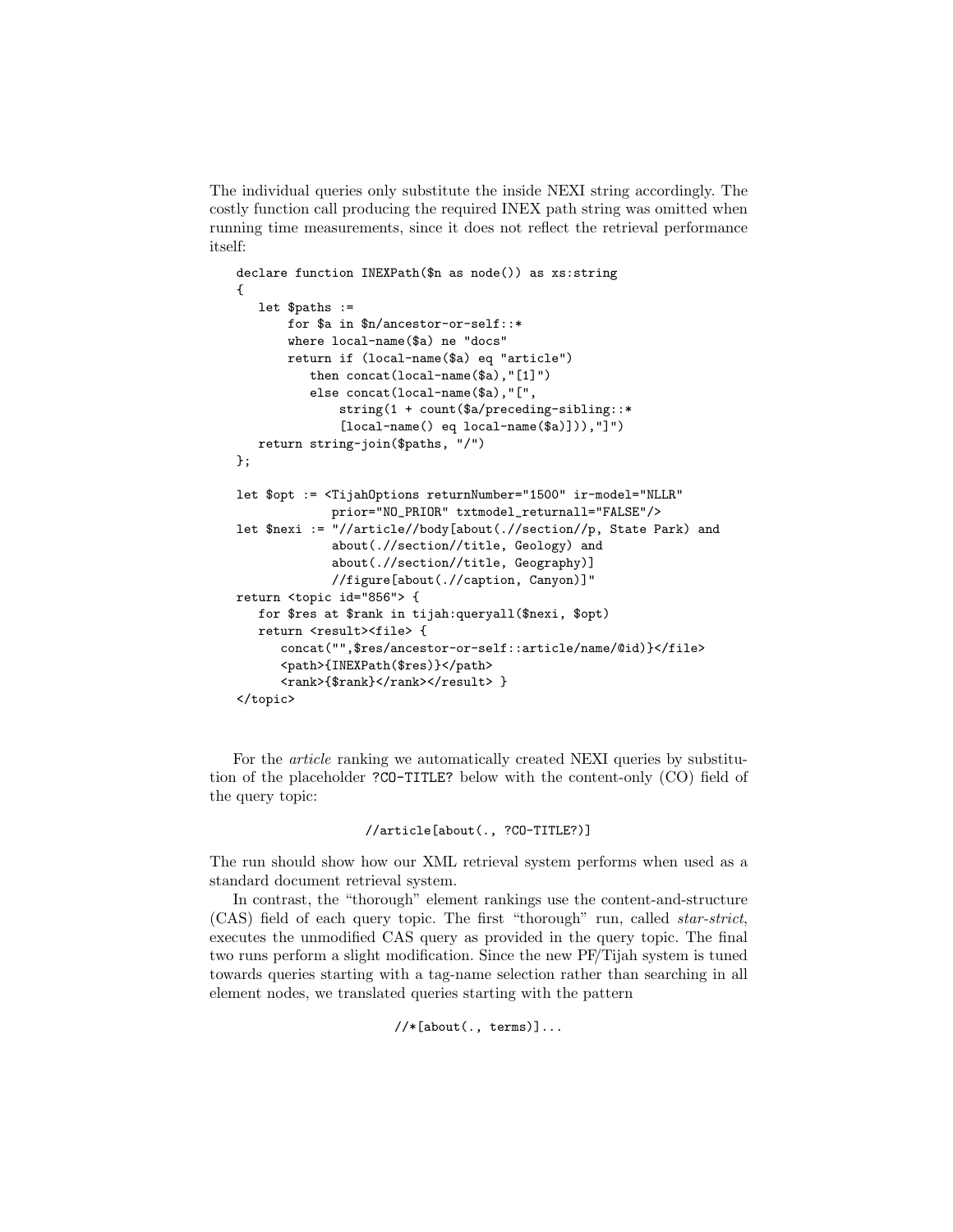The individual queries only substitute the inside NEXI string accordingly. The costly function call producing the required INEX path string was omitted when running time measurements, since it does not reflect the retrieval performance itself:

```
declare function INEXPath($n as node()) as xs:string
{
   let $paths :=
       for $a in $n/ancestor-or-self::*
       where local-name($a) ne "docs"
       return if (local-name($a) eq "article")
          then concat(local-name($a),"[1]")
          else concat(local-name($a),"[",
              string(1 + count($a/preceding-sibling::*
              [local-name() eq local-name($a)])),"]")
   return string-join($paths, "/")
};

let $opt := <TijahOptions returnNumber="1500" ir-model="NLLR"
             prior="NO_PRIOR" txtmodel_returnall="FALSE"/>
let $nexi := "//article//body[about(.//section//p, State Park) and
             about(.//section//title, Geology) and
             about(.//section//title, Geography)]
             //figure[about(.//caption, Canyon)]"
return <topic id="856"> {
   for $res at $rank in tijah:queryall($nexi, $opt)
   return <result><file> {
      concat("",$res/ancestor-or-self::article/name/@id)}</file>
      <path>{INEXPath($res)}</path>
      <rank>{$rank}</rank></result> }
</topic>
```

For the *article* ranking we automatically created NEXI queries by substitution of the placeholder ?CO-TITLE? below with the content-only (CO) field of the query topic:

```
//article[about(., ?CO-TITLE?)]
```

The run should show how our XML retrieval system performs when used as a standard document retrieval system.

In contrast, the "thorough" element rankings use the content-and-structure (CAS) field of each query topic. The first "thorough" run, called *star-strict*, executes the unmodified CAS query as provided in the query topic. The final two runs perform a slight modification. Since the new PF/Tijah system is tuned towards queries starting with a tag-name selection rather than searching in all element nodes, we translated queries starting with the pattern

```
//*[about(., terms)]...
```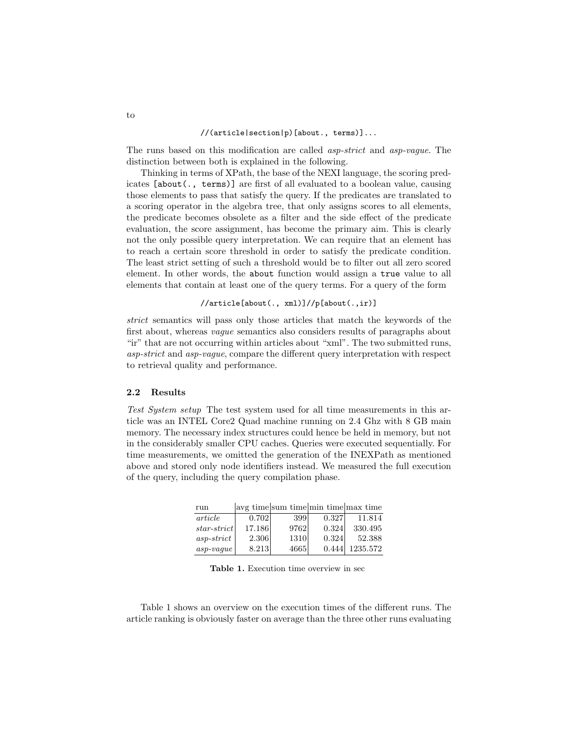to

```
//(article|section|p)[about., terms)]...
```

The runs based on this modification are called *asp-strict* and *asp-vague*. The distinction between both is explained in the following.

Thinking in terms of XPath, the base of the NEXI language, the scoring predicates `[about(., terms)]` are first of all evaluated to a boolean value, causing those elements to pass that satisfy the query. If the predicates are translated to a scoring operator in the algebra tree, that only assigns scores to all elements, the predicate becomes obsolete as a filter and the side effect of the predicate evaluation, the score assignment, has become the primary aim. This is clearly not the only possible query interpretation. We can require that an element has to reach a certain score threshold in order to satisfy the predicate condition. The least strict setting of such a threshold would be to filter out all zero scored element. In other words, the `about` function would assign a `true` value to all elements that contain at least one of the query terms. For a query of the form

```
//article[about(., xml)]//p[about(.,ir)]
```

*strict* semantics will pass only those articles that match the keywords of the first about, whereas *vague* semantics also considers results of paragraphs about "ir" that are not occurring within articles about "xml". The two submitted runs, *asp-strict* and *asp-vague*, compare the different query interpretation with respect to retrieval quality and performance.

### 2.2 Results

*Test System setup* The test system used for all time measurements in this article was an INTEL Core2 Quad machine running on 2.4 Ghz with 8 GB main memory. The necessary index structures could hence be held in memory, but not in the considerably smaller CPU caches. Queries were executed sequentially. For time measurements, we omitted the generation of the INEXPath as mentioned above and stored only node identifiers instead. We measured the full execution of the query, including the query compilation phase.

| run | avg time | sum time | min time | max time |
|---|---|---|---|---|
| *article* | 0.702 | 399 | 0.327 | 11.814 |
| *star-strict* | 17.186 | 9762 | 0.324 | 330.495 |
| *asp-strict* | 2.306 | 1310 | 0.324 | 52.388 |
| *asp-vague* | 8.213 | 4665 | 0.444 | 1235.572 |

**Table 1.** Execution time overview in sec

Table 1 shows an overview on the execution times of the different runs. The article ranking is obviously faster on average than the three other runs evaluating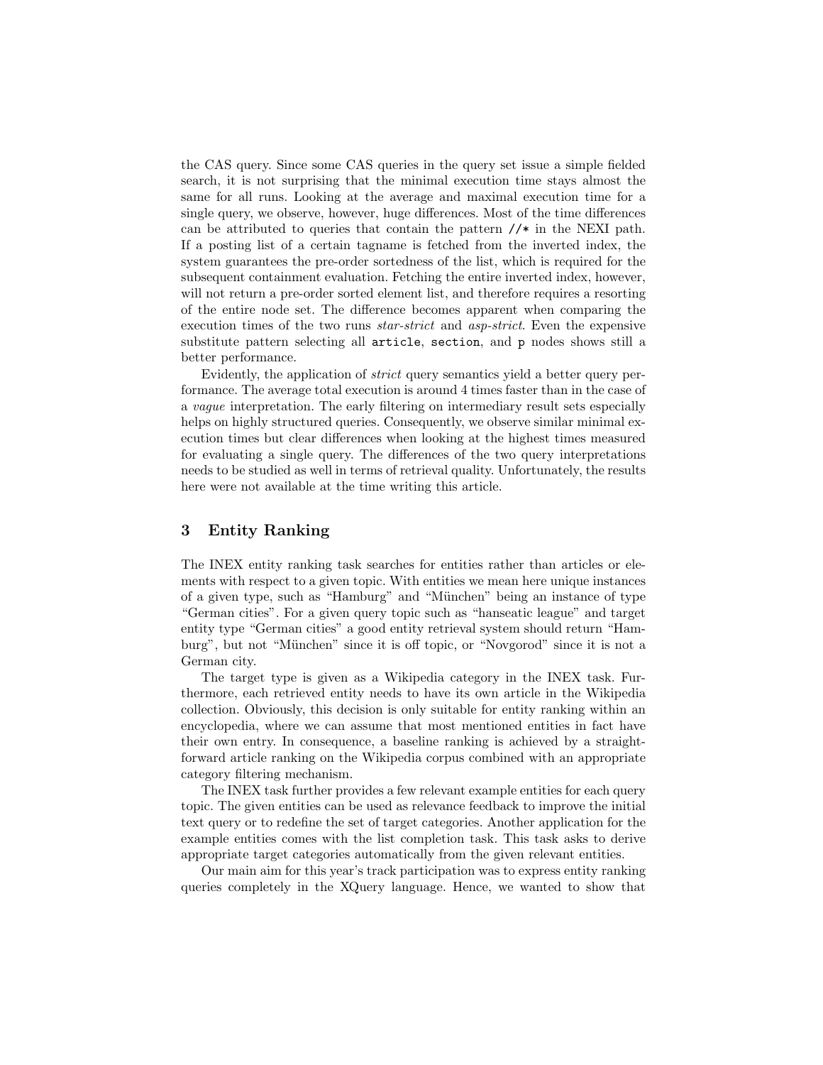the CAS query. Since some CAS queries in the query set issue a simple fielded search, it is not surprising that the minimal execution time stays almost the same for all runs. Looking at the average and maximal execution time for a single query, we observe, however, huge differences. Most of the time differences can be attributed to queries that contain the pattern `//*` in the NEXI path. If a posting list of a certain tagname is fetched from the inverted index, the system guarantees the pre-order sortedness of the list, which is required for the subsequent containment evaluation. Fetching the entire inverted index, however, will not return a pre-order sorted element list, and therefore requires a resorting of the entire node set. The difference becomes apparent when comparing the execution times of the two runs *star-strict* and *asp-strict*. Even the expensive substitute pattern selecting all `article`, `section`, and `p` nodes shows still a better performance.

Evidently, the application of *strict* query semantics yield a better query performance. The average total execution is around 4 times faster than in the case of a *vague* interpretation. The early filtering on intermediary result sets especially helps on highly structured queries. Consequently, we observe similar minimal execution times but clear differences when looking at the highest times measured for evaluating a single query. The differences of the two query interpretations needs to be studied as well in terms of retrieval quality. Unfortunately, the results here were not available at the time writing this article.

## 3 Entity Ranking

The INEX entity ranking task searches for entities rather than articles or elements with respect to a given topic. With entities we mean here unique instances of a given type, such as "Hamburg" and "München" being an instance of type "German cities". For a given query topic such as "hanseatic league" and target entity type "German cities" a good entity retrieval system should return "Hamburg", but not "München" since it is off topic, or "Novgorod" since it is not a German city.

The target type is given as a Wikipedia category in the INEX task. Furthermore, each retrieved entity needs to have its own article in the Wikipedia collection. Obviously, this decision is only suitable for entity ranking within an encyclopedia, where we can assume that most mentioned entities in fact have their own entry. In consequence, a baseline ranking is achieved by a straightforward article ranking on the Wikipedia corpus combined with an appropriate category filtering mechanism.

The INEX task further provides a few relevant example entities for each query topic. The given entities can be used as relevance feedback to improve the initial text query or to redefine the set of target categories. Another application for the example entities comes with the list completion task. This task asks to derive appropriate target categories automatically from the given relevant entities.

Our main aim for this year's track participation was to express entity ranking queries completely in the XQuery language. Hence, we wanted to show that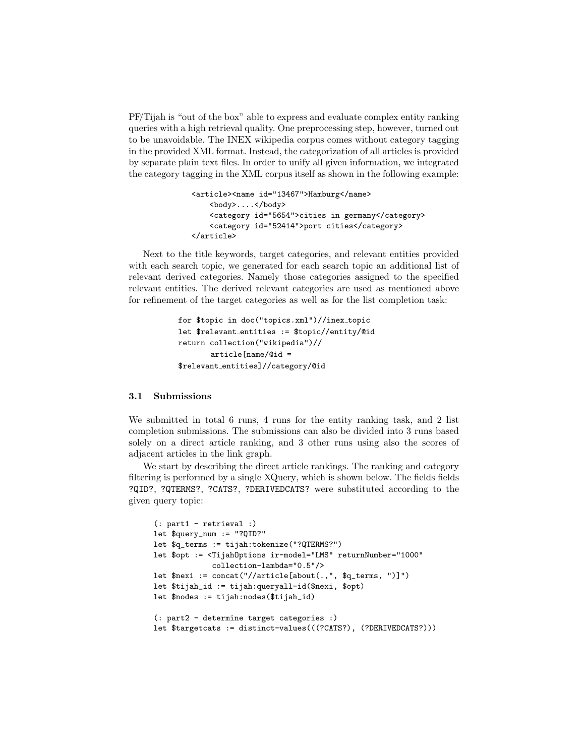PF/Tijah is "out of the box" able to express and evaluate complex entity ranking queries with a high retrieval quality. One preprocessing step, however, turned out to be unavoidable. The INEX wikipedia corpus comes without category tagging in the provided XML format. Instead, the categorization of all articles is provided by separate plain text files. In order to unify all given information, we integrated the category tagging in the XML corpus itself as shown in the following example:

```
<article><name id="13467">Hamburg</name>
    <body>....</body>
    <category id="5654">cities in germany</category>
    <category id="52414">port cities</category>
</article>
```

Next to the title keywords, target categories, and relevant entities provided with each search topic, we generated for each search topic an additional list of relevant derived categories. Namely those categories assigned to the specified relevant entities. The derived relevant categories are used as mentioned above for refinement of the target categories as well as for the list completion task:

```
for $topic in doc("topics.xml")//inex_topic
let $relevant_entities := $topic//entity/@id
return collection("wikipedia")//
       article[name/@id =
$relevant_entities]//category/@id
```

### 3.1 Submissions

We submitted in total 6 runs, 4 runs for the entity ranking task, and 2 list completion submissions. The submissions can also be divided into 3 runs based solely on a direct article ranking, and 3 other runs using also the scores of adjacent articles in the link graph.

We start by describing the direct article rankings. The ranking and category filtering is performed by a single XQuery, which is shown below. The fields fields ?QID?, ?QTERMS?, ?CATS?, ?DERIVEDCATS? were substituted according to the given query topic:

```
(: part1 - retrieval :)
let $query_num := "?QID?"
let $q_terms := tijah:tokenize("?QTERMS?")
let $opt := <TijahOptions ir-model="LMS" returnNumber="1000"
            collection-lambda="0.5"/>
let $nexi := concat("//article[about(.,", $q_terms, ")]")
let $tijah_id := tijah:queryall-id($nexi, $opt)
let $nodes := tijah:nodes($tijah_id)

(: part2 - determine target categories :)
let $targetcats := distinct-values(((?CATS?), (?DERIVEDCATS?)))
```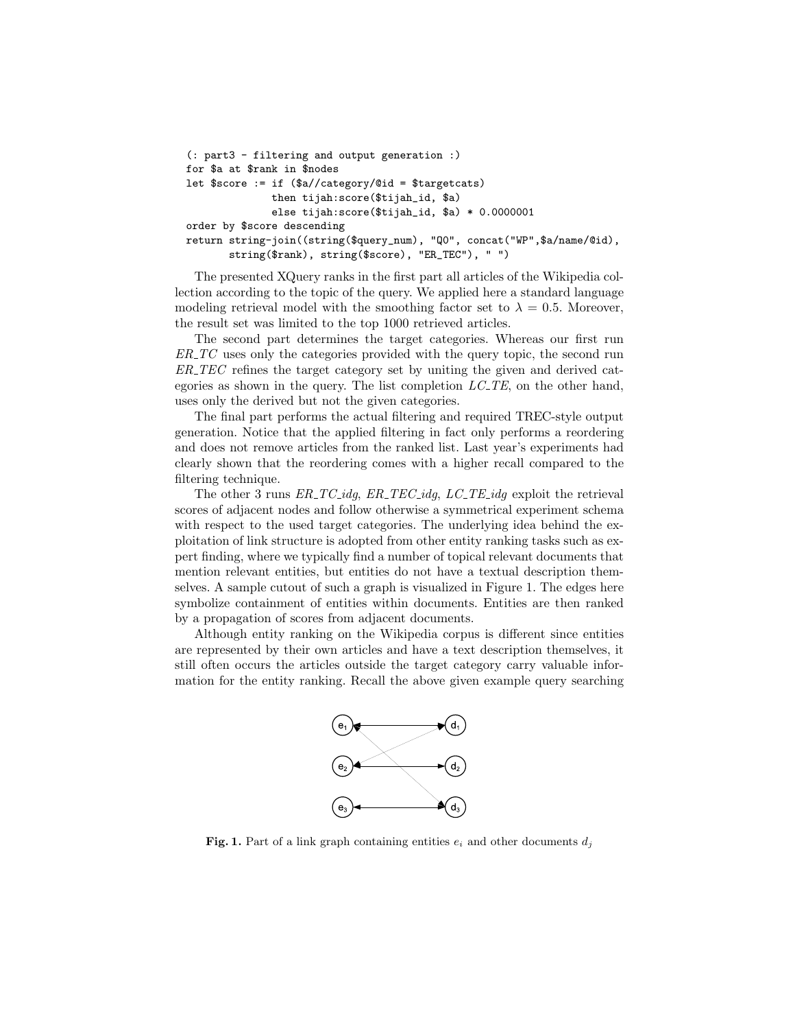```
(: part3 - filtering and output generation :)
for $a at $rank in $nodes
let $score := if ($a//category/@id = $targetcats)
              then tijah:score($tijah_id, $a)
              else tijah:score($tijah_id, $a) * 0.0000001
order by $score descending
return string-join((string($query_num), "Q0", concat("WP",$a/name/@id),
       string($rank), string($score), "ER_TEC"), " ")
```

The presented XQuery ranks in the first part all articles of the Wikipedia collection according to the topic of the query. We applied here a standard language modeling retrieval model with the smoothing factor set to $\lambda = 0.5$. Moreover, the result set was limited to the top 1000 retrieved articles.

The second part determines the target categories. Whereas our first run *ER_TC* uses only the categories provided with the query topic, the second run *ER_TEC* refines the target category set by uniting the given and derived categories as shown in the query. The list completion *LC_TE*, on the other hand, uses only the derived but not the given categories.

The final part performs the actual filtering and required TREC-style output generation. Notice that the applied filtering in fact only performs a reordering and does not remove articles from the ranked list. Last year's experiments had clearly shown that the reordering comes with a higher recall compared to the filtering technique.

The other 3 runs *ER_TC_idg*, *ER_TEC_idg*, *LC_TE_idg* exploit the retrieval scores of adjacent nodes and follow otherwise a symmetrical experiment schema with respect to the used target categories. The underlying idea behind the exploitation of link structure is adopted from other entity ranking tasks such as expert finding, where we typically find a number of topical relevant documents that mention relevant entities, but entities do not have a textual description themselves. A sample cutout of such a graph is visualized in Figure 1. The edges here symbolize containment of entities within documents. Entities are then ranked by a propagation of scores from adjacent documents.

Although entity ranking on the Wikipedia corpus is different since entities are represented by their own articles and have a text description themselves, it still often occurs the articles outside the target category carry valuable information for the entity ranking. Recall the above given example query searching

**Fig. 1.** Part of a link graph containing entities $e_i$ and other documents $d_j$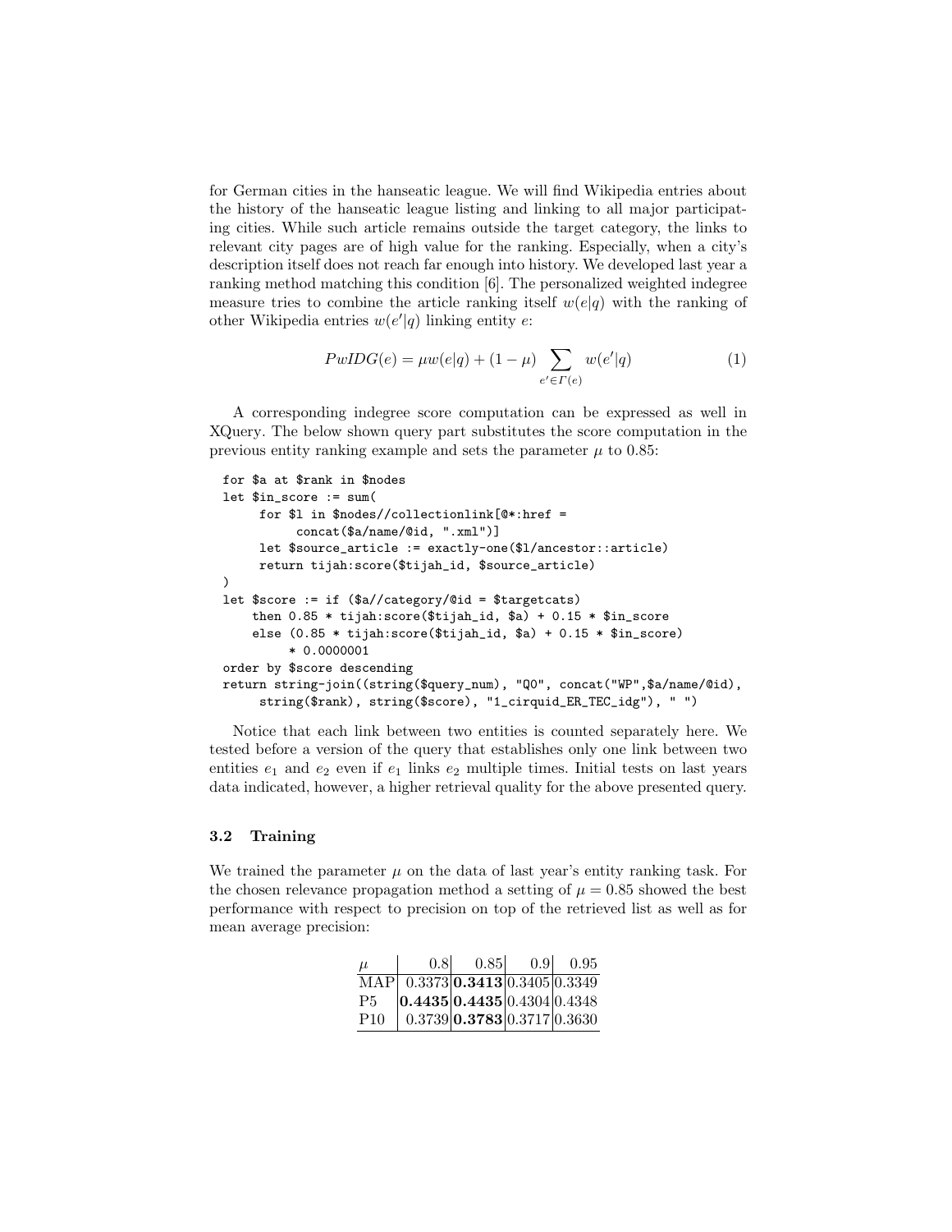for German cities in the hanseatic league. We will find Wikipedia entries about the history of the hanseatic league listing and linking to all major participating cities. While such article remains outside the target category, the links to relevant city pages are of high value for the ranking. Especially, when a city's description itself does not reach far enough into history. We developed last year a ranking method matching this condition [6]. The personalized weighted indegree measure tries to combine the article ranking itself $w(e|q)$ with the ranking of other Wikipedia entries $w(e'|q)$ linking entity $e$:

$$PwIDG(e) = \mu w(e|q) + (1 - \mu) \sum_{e' \in \Gamma(e)} w(e'|q) \quad (1)$$

A corresponding indegree score computation can be expressed as well in XQuery. The below shown query part substitutes the score computation in the previous entity ranking example and sets the parameter $\mu$ to 0.85:

```
for $a at $rank in $nodes
let $in_score := sum(
     for $l in $nodes//collectionlink[@*:href =
          concat($a/name/@id, ".xml")]
     let $source_article := exactly-one($l/ancestor::article)
     return tijah:score($tijah_id, $source_article)
)
let $score := if ($a//category/@id = $targetcats)
    then 0.85 * tijah:score($tijah_id, $a) + 0.15 * $in_score
    else (0.85 * tijah:score($tijah_id, $a) + 0.15 * $in_score)
         * 0.0000001
order by $score descending
return string-join((string($query_num), "Q0", concat("WP",$a/name/@id),
     string($rank), string($score), "1_cirquid_ER_TEC_idg"), " ")
```

Notice that each link between two entities is counted separately here. We tested before a version of the query that establishes only one link between two entities $e_1$ and $e_2$ even if $e_1$ links $e_2$ multiple times. Initial tests on last years data indicated, however, a higher retrieval quality for the above presented query.

### 3.2 Training

We trained the parameter $\mu$ on the data of last year's entity ranking task. For the chosen relevance propagation method a setting of $\mu = 0.85$ showed the best performance with respect to precision on top of the retrieved list as well as for mean average precision:

| $\mu$ | 0.8 | 0.85 | 0.9 | 0.95 |
|---|---|---|---|---|
| MAP | 0.3373 | **0.3413** | 0.3405 | 0.3349 |
| P5 | **0.4435** | **0.4435** | 0.4304 | 0.4348 |
| P10 | 0.3739 | **0.3783** | 0.3717 | 0.3630 |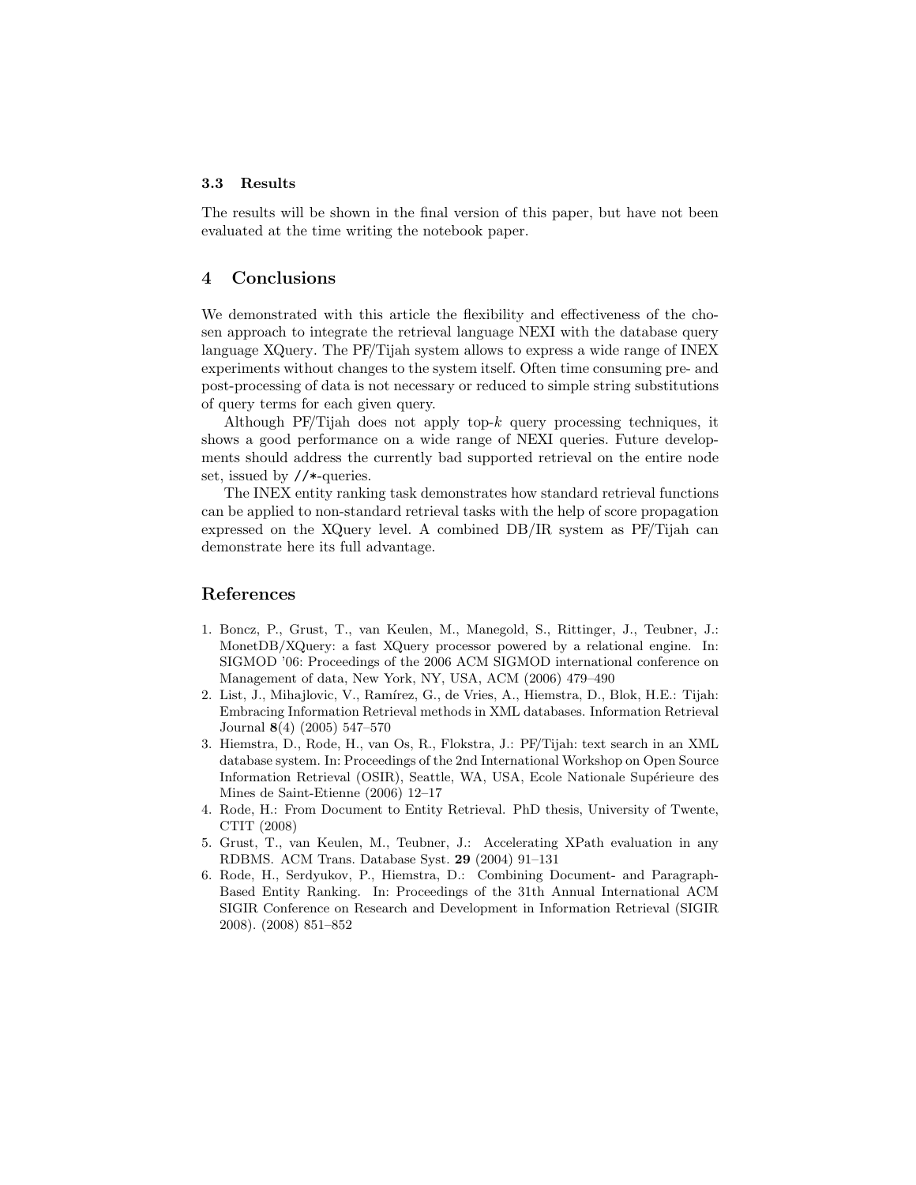### 3.3 Results

The results will be shown in the final version of this paper, but have not been evaluated at the time writing the notebook paper.

## 4 Conclusions

We demonstrated with this article the flexibility and effectiveness of the chosen approach to integrate the retrieval language NEXI with the database query language XQuery. The PF/Tijah system allows to express a wide range of INEX experiments without changes to the system itself. Often time consuming pre- and post-processing of data is not necessary or reduced to simple string substitutions of query terms for each given query.

Although PF/Tijah does not apply top-$k$ query processing techniques, it shows a good performance on a wide range of NEXI queries. Future developments should address the currently bad supported retrieval on the entire node set, issued by `//*`-queries.

The INEX entity ranking task demonstrates how standard retrieval functions can be applied to non-standard retrieval tasks with the help of score propagation expressed on the XQuery level. A combined DB/IR system as PF/Tijah can demonstrate here its full advantage.

## References

1. Boncz, P., Grust, T., van Keulen, M., Manegold, S., Rittinger, J., Teubner, J.: MonetDB/XQuery: a fast XQuery processor powered by a relational engine. In: SIGMOD '06: Proceedings of the 2006 ACM SIGMOD international conference on Management of data, New York, NY, USA, ACM (2006) 479–490
2. List, J., Mihajlovic, V., Ramírez, G., de Vries, A., Hiemstra, D., Blok, H.E.: Tijah: Embracing Information Retrieval methods in XML databases. Information Retrieval Journal **8**(4) (2005) 547–570
3. Hiemstra, D., Rode, H., van Os, R., Flokstra, J.: PF/Tijah: text search in an XML database system. In: Proceedings of the 2nd International Workshop on Open Source Information Retrieval (OSIR), Seattle, WA, USA, Ecole Nationale Supérieure des Mines de Saint-Etienne (2006) 12–17
4. Rode, H.: From Document to Entity Retrieval. PhD thesis, University of Twente, CTIT (2008)
5. Grust, T., van Keulen, M., Teubner, J.: Accelerating XPath evaluation in any RDBMS. ACM Trans. Database Syst. **29** (2004) 91–131
6. Rode, H., Serdyukov, P., Hiemstra, D.: Combining Document- and Paragraph-Based Entity Ranking. In: Proceedings of the 31th Annual International ACM SIGIR Conference on Research and Development in Information Retrieval (SIGIR 2008). (2008) 851–852